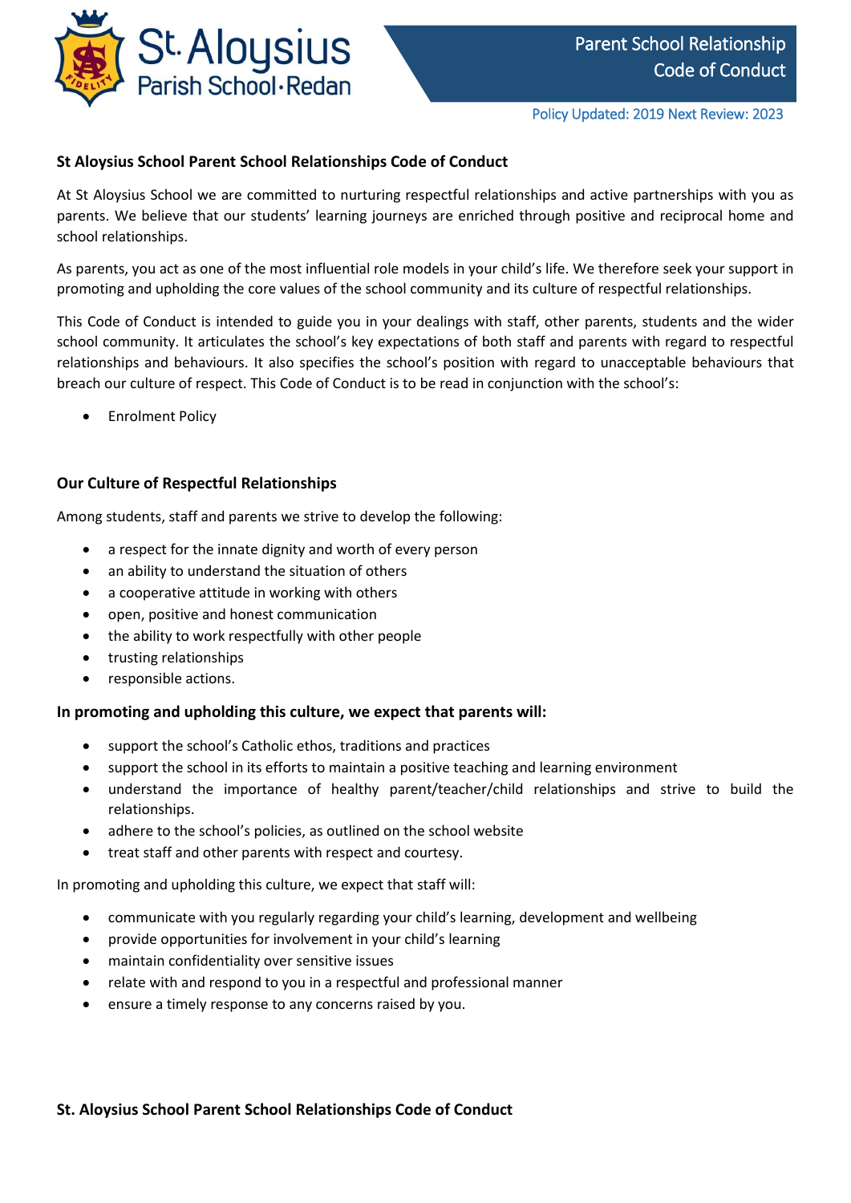Parent School Relationship Code of Conduct

Policy Updated: 2019 Next Review: 2023

## St Aloysius School Parent School Relationships Code of Conduct

At St Aloysius School we are committed to nurturing respectful relationships and active partnerships with you as parents. We believe that our students' learning journeys are enriched through positive and reciprocal home and school relationships.

As parents, you act as one of the most influential role models in your child's life. We therefore seek your support in promoting and upholding the core values of the school community and its culture of respectful relationships.

This Code of Conduct is intended to guide you in your dealings with staff, other parents, students and the wider school community. It articulates the school's key expectations of both staff and parents with regard to respectful relationships and behaviours. It also specifies the school's position with regard to unacceptable behaviours that breach our culture of respect. This Code of Conduct is to be read in conjunction with the school's:

- Enrolment Policy

## Our Culture of Respectful Relationships

Among students, staff and parents we strive to develop the following:

- a respect for the innate dignity and worth of every person
- an ability to understand the situation of others
- a cooperative attitude in working with others
- open, positive and honest communication
- the ability to work respectfully with other people
- trusting relationships
- responsible actions.

### In promoting and upholding this culture, we expect that parents will:

- support the school's Catholic ethos, traditions and practices
- support the school in its efforts to maintain a positive teaching and learning environment
- understand the importance of healthy parent/teacher/child relationships and strive to build the relationships.
- adhere to the school's policies, as outlined on the school website
- treat staff and other parents with respect and courtesy.

In promoting and upholding this culture, we expect that staff will:

- communicate with you regularly regarding your child's learning, development and wellbeing
- provide opportunities for involvement in your child's learning
- maintain confidentiality over sensitive issues
- relate with and respond to you in a respectful and professional manner
- ensure a timely response to any concerns raised by you.

## St. Aloysius School Parent School Relationships Code of Conduct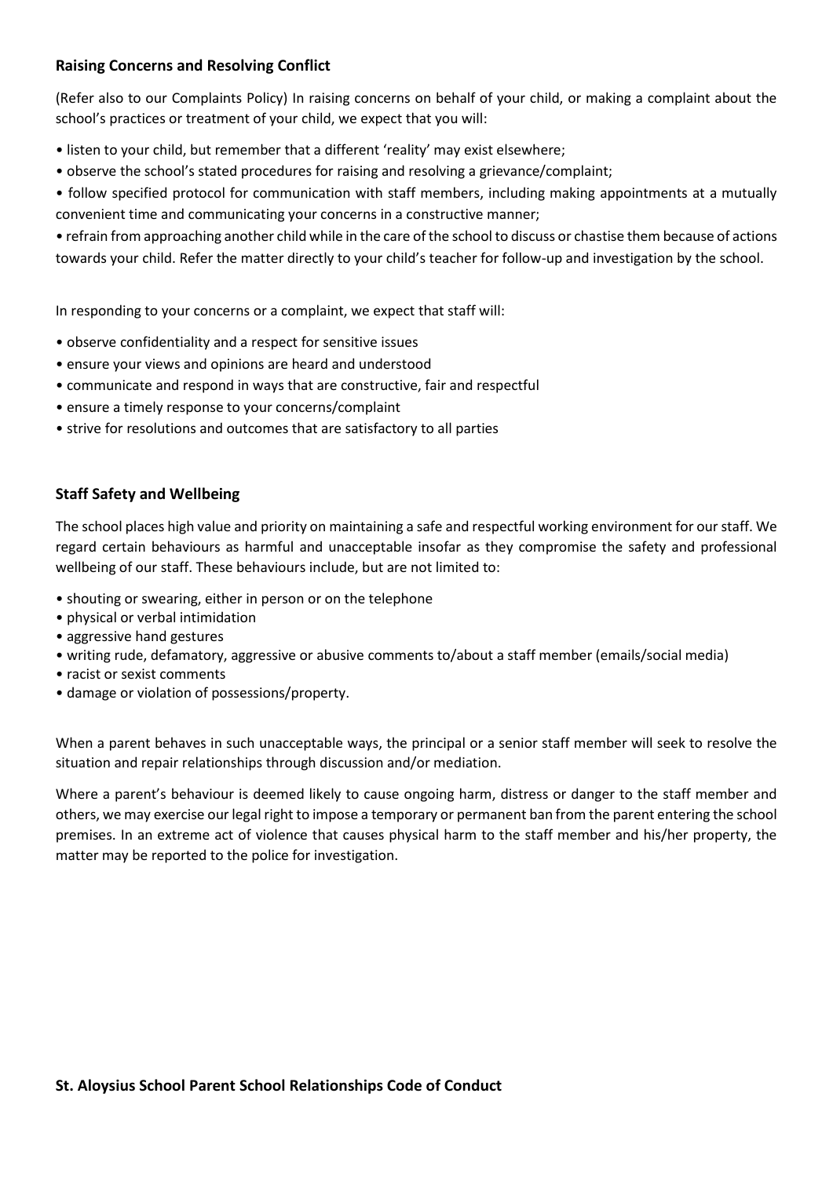## Raising Concerns and Resolving Conflict

(Refer also to our Complaints Policy) In raising concerns on behalf of your child, or making a complaint about the school's practices or treatment of your child, we expect that you will:

- listen to your child, but remember that a different 'reality' may exist elsewhere;
- observe the school's stated procedures for raising and resolving a grievance/complaint;
- follow specified protocol for communication with staff members, including making appointments at a mutually convenient time and communicating your concerns in a constructive manner;
- refrain from approaching another child while in the care of the school to discuss or chastise them because of actions towards your child. Refer the matter directly to your child's teacher for follow-up and investigation by the school.

In responding to your concerns or a complaint, we expect that staff will:

- observe confidentiality and a respect for sensitive issues
- ensure your views and opinions are heard and understood
- communicate and respond in ways that are constructive, fair and respectful
- ensure a timely response to your concerns/complaint
- strive for resolutions and outcomes that are satisfactory to all parties

## Staff Safety and Wellbeing

The school places high value and priority on maintaining a safe and respectful working environment for our staff. We regard certain behaviours as harmful and unacceptable insofar as they compromise the safety and professional wellbeing of our staff. These behaviours include, but are not limited to:

- shouting or swearing, either in person or on the telephone
- physical or verbal intimidation
- aggressive hand gestures
- writing rude, defamatory, aggressive or abusive comments to/about a staff member (emails/social media)
- racist or sexist comments
- damage or violation of possessions/property.

When a parent behaves in such unacceptable ways, the principal or a senior staff member will seek to resolve the situation and repair relationships through discussion and/or mediation.

Where a parent's behaviour is deemed likely to cause ongoing harm, distress or danger to the staff member and others, we may exercise our legal right to impose a temporary or permanent ban from the parent entering the school premises. In an extreme act of violence that causes physical harm to the staff member and his/her property, the matter may be reported to the police for investigation.